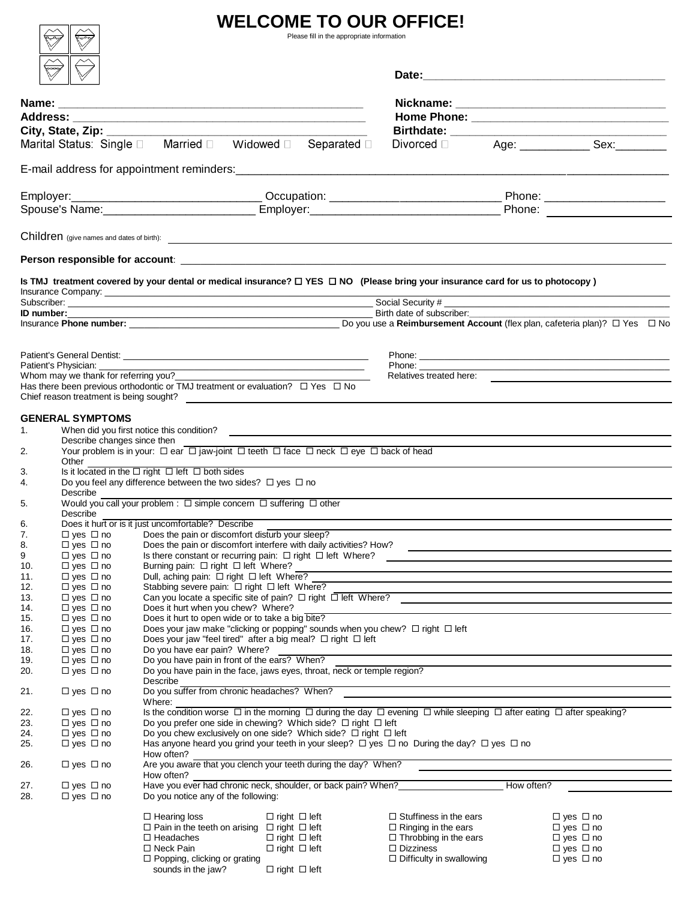# WELCOME TO OUR OFFICE!

Please fill in the appropriate information

**Date:**\_\_\_\_\_\_\_\_\_\_\_\_\_\_\_\_\_\_\_\_\_\_\_\_\_\_\_\_\_\_\_\_\_\_\_\_\_\_

**Name:** \_\_\_\_\_\_\_\_\_\_\_\_\_\_\_\_\_\_\_\_\_\_\_\_\_\_\_\_\_\_\_\_\_\_\_\_\_\_\_\_\_\_\_\_\_\_ **Nickname:** \_\_\_\_\_\_\_\_\_\_\_\_\_\_\_\_\_\_\_\_\_\_\_\_\_\_\_\_\_\_\_\_

**Address:** \_\_\_\_\_\_\_\_\_\_\_\_\_\_\_\_\_\_\_\_\_\_\_\_\_\_\_\_\_\_\_\_\_\_\_\_\_\_\_\_\_\_\_\_\_ **Home Phone:** \_\_\_\_\_\_\_\_\_\_\_\_\_\_\_\_\_\_\_\_\_\_\_\_\_\_\_\_\_\_

**City, State, Zip:** \_\_\_\_\_\_\_\_\_\_\_\_\_\_\_\_\_\_\_\_\_\_\_\_\_\_\_\_\_\_\_\_\_\_\_\_\_\_\_\_\_ **Birthdate:** \_\_\_\_\_\_\_\_\_\_\_\_\_\_\_\_\_\_\_\_\_\_\_\_\_\_\_\_\_\_\_\_\_

Marital Status: Single ☐ Married ☐ Widowed ☐ Separated ☐ Divorced ☐ Age: \_\_\_\_\_\_\_\_\_\_\_ Sex:\_\_\_\_\_\_\_\_

E-mail address for appointment reminders:\_\_\_\_\_\_\_\_\_\_\_\_\_\_\_\_\_\_\_\_\_\_\_\_\_\_\_\_\_\_\_\_\_\_\_\_\_\_\_\_\_\_\_\_\_\_\_\_\_\_\_\_\_\_\_\_\_\_\_\_\_\_\_\_\_\_\_\_

Employer:\_\_\_\_\_\_\_\_\_\_\_\_\_\_\_\_\_\_\_\_\_\_\_\_\_\_\_\_\_ Occupation: \_\_\_\_\_\_\_\_\_\_\_\_\_\_\_\_\_\_\_\_\_\_\_\_\_\_ Phone: \_\_\_\_\_\_\_\_\_\_\_\_\_\_\_\_\_\_

Spouse's Name:\_\_\_\_\_\_\_\_\_\_\_\_\_\_\_\_\_\_\_\_\_\_\_ Employer:\_\_\_\_\_\_\_\_\_\_\_\_\_\_\_\_\_\_\_\_\_\_\_\_\_\_\_\_\_ Phone: \_\_\_\_\_\_\_\_\_\_\_\_\_\_\_\_\_\_

Children (give names and dates of birth): \_\_\_\_\_\_\_\_\_\_\_\_\_\_\_\_\_\_\_\_\_\_\_\_\_\_\_\_\_\_\_\_\_\_\_\_\_\_\_\_\_\_\_\_\_\_\_\_\_\_\_\_\_\_\_\_\_\_\_\_\_\_\_\_\_\_

**Person responsible for account**: \_\_\_\_\_\_\_\_\_\_\_\_\_\_\_\_\_\_\_\_\_\_\_\_\_\_\_\_\_\_\_\_\_\_\_\_\_\_\_\_\_\_\_\_\_\_\_\_\_\_\_\_\_\_\_\_\_\_\_\_\_\_\_\_\_\_

**Is TMJ treatment covered by your dental or medical insurance? ☐ YES ☐ NO (Please bring your insurance card for us to photocopy )**

Insurance Company: \_\_\_\_\_\_\_\_\_\_\_\_\_\_\_\_\_\_\_\_\_\_\_\_\_\_\_\_\_\_\_\_\_\_\_\_\_\_\_\_\_\_\_\_\_\_\_\_\_\_\_\_\_\_\_\_\_\_\_\_\_\_\_\_\_\_\_\_\_\_\_\_\_\_

Subscriber: \_\_\_\_\_\_\_\_\_\_\_\_\_\_\_\_\_\_\_\_\_\_\_\_\_\_\_\_\_\_\_\_\_\_\_\_\_\_\_\_\_\_\_\_\_\_\_\_\_\_\_\_ Social Security # \_\_\_\_\_\_\_\_\_\_\_\_\_\_\_\_\_\_\_\_\_\_\_\_\_\_\_\_\_\_\_\_\_\_

**ID number:**\_\_\_\_\_\_\_\_\_\_\_\_\_\_\_\_\_\_\_\_\_\_\_\_\_\_\_\_\_\_\_\_\_\_\_\_\_\_\_\_\_\_\_\_\_\_\_\_\_\_\_\_ Birth date of subscriber:\_\_\_\_\_\_\_\_\_\_\_\_\_\_\_\_\_\_\_\_\_\_\_\_\_\_\_\_\_\_\_\_

Insurance **Phone number:** \_\_\_\_\_\_\_\_\_\_\_\_\_\_\_\_\_\_\_\_\_\_\_\_\_\_\_\_\_\_\_\_\_\_\_\_ Do you use a **Reimbursement Account** (flex plan, cafeteria plan)? ☐ Yes ☐ No

Patient's General Dentist: \_\_\_\_\_\_\_\_\_\_\_\_\_\_\_\_\_\_\_\_\_\_\_\_\_\_\_\_\_\_\_\_\_\_\_\_\_\_\_\_\_\_\_\_ Phone: \_\_\_\_\_\_\_\_\_\_\_\_\_\_\_\_\_\_\_\_\_\_\_\_\_\_\_\_\_\_\_\_\_\_\_\_\_\_\_\_\_\_\_\_

Patient's Physician: \_\_\_\_\_\_\_\_\_\_\_\_\_\_\_\_\_\_\_\_\_\_\_\_\_\_\_\_\_\_\_\_\_\_\_\_\_\_\_\_\_\_\_\_\_\_\_ Phone: \_\_\_\_\_\_\_\_\_\_\_\_\_\_\_\_\_\_\_\_\_\_\_\_\_\_\_\_\_\_\_\_\_\_\_\_\_\_\_\_\_\_\_\_

Whom may we thank for referring you?\_\_\_\_\_\_\_\_\_\_\_\_\_\_\_\_\_\_\_\_\_\_\_\_\_\_\_\_\_\_\_\_\_\_\_ Relatives treated here: \_\_\_\_\_\_\_\_\_\_\_\_\_\_\_\_\_\_\_\_\_\_\_\_\_\_\_\_\_\_\_

Has there been previous orthodontic or TMJ treatment or evaluation? ☐ Yes ☐ No

Chief reason treatment is being sought? \_\_\_\_\_\_\_\_\_\_\_\_\_\_\_\_\_\_\_\_\_\_\_\_\_\_\_\_\_\_\_\_\_\_\_\_\_\_\_\_\_\_\_\_\_\_\_\_\_\_\_\_\_\_\_\_\_\_\_\_\_\_

## GENERAL SYMPTOMS

1. When did you first notice this condition? \_\_\_\_\_\_\_\_\_\_\_\_\_\_\_\_\_\_\_\_\_\_\_\_\_\_\_\_\_\_\_\_\_\_\_\_\_\_\_\_\_\_\_\_\_\_\_\_
   Describe changes since then \_\_\_\_\_\_\_\_\_\_\_\_\_\_\_\_\_\_\_\_\_\_\_\_\_\_\_\_\_\_\_\_\_\_\_\_\_\_\_\_\_\_\_\_\_\_\_\_\_\_\_\_
2. Your problem is in your: ☐ ear ☐ jaw-joint ☐ teeth ☐ face ☐ neck ☐ eye ☐ back of head
   Other \_\_\_\_\_\_\_\_\_\_\_\_\_\_\_\_\_\_\_\_\_\_\_\_\_\_\_\_\_\_\_\_\_\_\_\_\_\_\_\_\_\_\_\_\_\_\_\_\_\_\_\_\_\_\_\_\_\_\_\_\_\_\_\_\_\_\_\_\_\_
3. Is it located in the ☐ right ☐ left ☐ both sides
4. Do you feel any difference between the two sides? ☐ yes ☐ no
   Describe \_\_\_\_\_\_\_\_\_\_\_\_\_\_\_\_\_\_\_\_\_\_\_\_\_\_\_\_\_\_\_\_\_\_\_\_\_\_\_\_\_\_\_\_\_\_\_\_\_\_\_\_\_\_\_\_\_\_\_\_\_\_\_\_\_\_\_
5. Would you call your problem : ☐ simple concern ☐ suffering ☐ other
   Describe \_\_\_\_\_\_\_\_\_\_\_\_\_\_\_\_\_\_\_\_\_\_\_\_\_\_\_\_\_\_\_\_\_\_\_\_\_\_\_\_\_\_\_\_\_\_\_\_\_\_\_\_\_\_\_\_\_\_\_\_\_\_\_\_\_\_\_
6. Does it hurt or is it just uncomfortable? Describe \_\_\_\_\_\_\_\_\_\_\_\_\_\_\_\_\_\_\_\_\_\_\_\_\_\_\_\_\_\_\_\_\_\_\_\_\_\_\_
7. ☐ yes ☐ no Does the pain or discomfort disturb your sleep?
8. ☐ yes ☐ no Does the pain or discomfort interfere with daily activities? How? \_\_\_\_\_\_\_\_\_\_\_\_\_\_\_\_\_\_\_\_\_\_\_\_\_\_
9. ☐ yes ☐ no Is there constant or recurring pain: ☐ right ☐ left Where? \_\_\_\_\_\_\_\_\_\_\_\_\_\_\_\_\_\_\_\_\_\_\_\_\_\_\_\_
10. ☐ yes ☐ no Burning pain: ☐ right ☐ left Where? \_\_\_\_\_\_\_\_\_\_\_\_\_\_\_\_\_\_\_\_\_\_\_\_\_\_\_\_\_\_\_\_\_\_\_\_\_\_\_
11. ☐ yes ☐ no Dull, aching pain: ☐ right ☐ left Where? \_\_\_\_\_\_\_\_\_\_\_\_\_\_\_\_\_\_\_\_\_\_\_\_\_\_\_\_\_\_\_\_\_\_\_\_
12. ☐ yes ☐ no Stabbing severe pain: ☐ right ☐ left Where? \_\_\_\_\_\_\_\_\_\_\_\_\_\_\_\_\_\_\_\_\_\_\_\_\_\_\_\_\_\_\_\_\_
13. ☐ yes ☐ no Can you locate a specific site of pain? ☐ right ☐ left Where? \_\_\_\_\_\_\_\_\_\_\_\_\_\_\_\_\_\_\_\_\_\_\_\_
14. ☐ yes ☐ no Does it hurt when you chew? Where? \_\_\_\_\_\_\_\_\_\_\_\_\_\_\_\_\_\_\_\_\_\_\_\_\_\_\_\_\_\_\_\_\_\_\_\_\_\_\_\_
15. ☐ yes ☐ no Does it hurt to open wide or to take a big bite?
16. ☐ yes ☐ no Does your jaw make "clicking or popping" sounds when you chew? ☐ right ☐ left
17. ☐ yes ☐ no Does your jaw "feel tired" after a big meal? ☐ right ☐ left
18. ☐ yes ☐ no Do you have ear pain? Where? \_\_\_\_\_\_\_\_\_\_\_\_\_\_\_\_\_\_\_\_\_\_\_\_\_\_\_\_\_\_\_\_\_\_\_\_\_\_\_\_\_\_\_\_\_
19. ☐ yes ☐ no Do you have pain in front of the ears? When? \_\_\_\_\_\_\_\_\_\_\_\_\_\_\_\_\_\_\_\_\_\_\_\_\_\_\_\_\_\_\_\_\_\_\_\_
20. ☐ yes ☐ no Do you have pain in the face, jaws eyes, throat, neck or temple region?
    Describe \_\_\_\_\_\_\_\_\_\_\_\_\_\_\_\_\_\_\_\_\_\_\_\_\_\_\_\_\_\_\_\_\_\_\_\_\_\_\_\_\_\_\_\_\_\_\_\_\_\_\_\_\_\_\_\_\_\_\_\_\_\_\_\_\_
21. ☐ yes ☐ no Do you suffer from chronic headaches? When? \_\_\_\_\_\_\_\_\_\_\_\_\_\_\_\_\_\_\_\_\_\_\_\_\_\_\_\_\_\_\_\_\_\_\_\_
    Where: \_\_\_\_\_\_\_\_\_\_\_\_\_\_\_\_\_\_\_\_\_\_\_\_\_\_\_\_\_\_\_\_\_\_\_\_\_\_\_\_\_\_\_\_\_\_\_\_\_\_\_\_\_\_\_\_\_\_\_\_\_\_\_\_\_\_
22. ☐ yes ☐ no Is the condition worse ☐ in the morning ☐ during the day ☐ evening ☐ while sleeping ☐ after eating ☐ after speaking?
23. ☐ yes ☐ no Do you prefer one side in chewing? Which side? ☐ right ☐ left
24. ☐ yes ☐ no Do you chew exclusively on one side? Which side? ☐ right ☐ left
25. ☐ yes ☐ no Has anyone heard you grind your teeth in your sleep? ☐ yes ☐ no During the day? ☐ yes ☐ no
    How often? \_\_\_\_\_\_\_\_\_\_\_\_\_\_\_\_\_\_\_\_\_\_\_\_\_\_\_\_\_\_\_\_\_\_\_\_\_\_\_\_\_\_\_\_\_\_\_\_\_\_\_\_\_\_\_\_\_\_\_\_\_\_\_\_
26. ☐ yes ☐ no Are you aware that you clench your teeth during the day? When? \_\_\_\_\_\_\_\_\_\_\_\_\_\_\_\_\_\_\_\_\_\_\_\_\_\_
    How often? \_\_\_\_\_\_\_\_\_\_\_\_\_\_\_\_\_\_\_\_\_\_\_\_\_\_\_\_\_\_\_\_\_\_\_\_\_\_\_\_\_\_\_\_\_\_\_\_\_\_\_\_\_\_\_\_\_\_\_\_\_\_\_\_
27. ☐ yes ☐ no Have you ever had chronic neck, shoulder, or back pain? When?\_\_\_\_\_\_\_\_\_\_\_\_\_\_\_\_\_\_\_\_ How often? \_\_\_\_\_\_\_\_\_\_\_\_\_\_\_\_\_\_
28. ☐ yes ☐ no Do you notice any of the following:

| | | | |
|---|---|---|---|
| ☐ Hearing loss | ☐ right ☐ left | ☐ Stuffiness in the ears | ☐ yes ☐ no |
| ☐ Pain in the teeth on arising | ☐ right ☐ left | ☐ Ringing in the ears | ☐ yes ☐ no |
| ☐ Headaches | ☐ right ☐ left | ☐ Throbbing in the ears | ☐ yes ☐ no |
| ☐ Neck Pain | ☐ right ☐ left | ☐ Dizziness | ☐ yes ☐ no |
| ☐ Popping, clicking or grating sounds in the jaw? | ☐ right ☐ left | ☐ Difficulty in swallowing | ☐ yes ☐ no |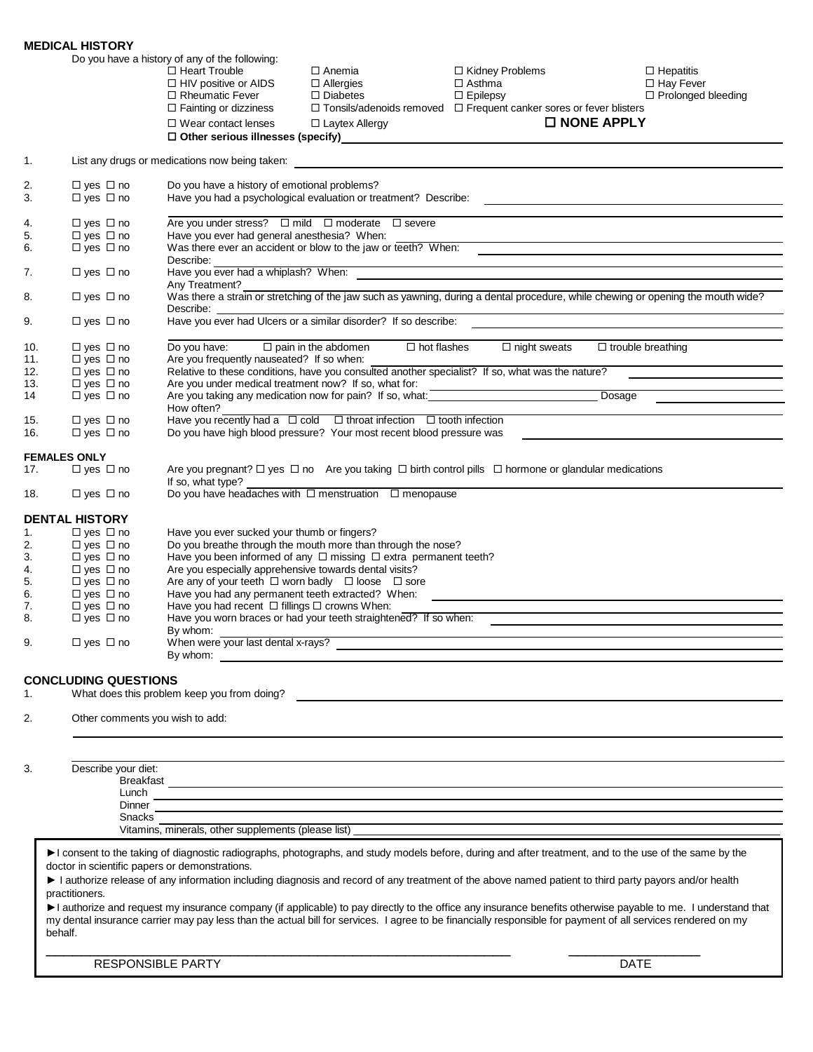## MEDICAL HISTORY

Do you have a history of any of the following:

| | | | |
|---|---|---|---|
| ☐ Heart Trouble | ☐ Anemia | ☐ Kidney Problems | ☐ Hepatitis |
| ☐ HIV positive or AIDS | ☐ Allergies | ☐ Asthma | ☐ Hay Fever |
| ☐ Rheumatic Fever | ☐ Diabetes | ☐ Epilepsy | ☐ Prolonged bleeding |
| ☐ Fainting or dizziness | ☐ Tonsils/adenoids removed | ☐ Frequent canker sores or fever blisters | |
| ☐ Wear contact lenses | ☐ Laytex Allergy | **☐ NONE APPLY** | |

**☐ Other serious illnesses (specify)** ____________________

1. List any drugs or medications now being taken: ____________________
2. ☐ yes ☐ no Do you have a history of emotional problems?
3. ☐ yes ☐ no Have you had a psychological evaluation or treatment? Describe: ____________________
4. ☐ yes ☐ no Are you under stress? ☐ mild ☐ moderate ☐ severe
5. ☐ yes ☐ no Have you ever had general anesthesia? When: ____________________
6. ☐ yes ☐ no Was there ever an accident or blow to the jaw or teeth? When: ____________________
   Describe: ____________________
7. ☐ yes ☐ no Have you ever had a whiplash? When: ____________________
   Any Treatment? ____________________
8. ☐ yes ☐ no Was there a strain or stretching of the jaw such as yawning, during a dental procedure, while chewing or opening the mouth wide?
   Describe: ____________________
9. ☐ yes ☐ no Have you ever had Ulcers or a similar disorder? If so describe: ____________________
10. ☐ yes ☐ no Do you have: ☐ pain in the abdomen ☐ hot flashes ☐ night sweats ☐ trouble breathing
11. ☐ yes ☐ no Are you frequently nauseated? If so when: ____________________
12. ☐ yes ☐ no Relative to these conditions, have you consulted another specialist? If so, what was the nature? ____________________
13. ☐ yes ☐ no Are you under medical treatment now? If so, what for: ____________________
14. ☐ yes ☐ no Are you taking any medication now for pain? If so, what: ____________________ Dosage ____________________
    How often? ____________________
15. ☐ yes ☐ no Have you recently had a ☐ cold ☐ throat infection ☐ tooth infection
16. ☐ yes ☐ no Do you have high blood pressure? Your most recent blood pressure was ____________________

### FEMALES ONLY

17. ☐ yes ☐ no Are you pregnant? ☐ yes ☐ no Are you taking ☐ birth control pills ☐ hormone or glandular medications
    If so, what type? ____________________
18. ☐ yes ☐ no Do you have headaches with ☐ menstruation ☐ menopause

## DENTAL HISTORY

1. ☐ yes ☐ no Have you ever sucked your thumb or fingers?
2. ☐ yes ☐ no Do you breathe through the mouth more than through the nose?
3. ☐ yes ☐ no Have you been informed of any ☐ missing ☐ extra permanent teeth?
4. ☐ yes ☐ no Are you especially apprehensive towards dental visits?
5. ☐ yes ☐ no Are any of your teeth ☐ worn badly ☐ loose ☐ sore
6. ☐ yes ☐ no Have you had any permanent teeth extracted? When: ____________________
7. ☐ yes ☐ no Have you had recent ☐ fillings ☐ crowns When: ____________________
8. ☐ yes ☐ no Have you worn braces or had your teeth straightened? If so when: ____________________
   By whom: ____________________
9. ☐ yes ☐ no When were your last dental x-rays? ____________________
   By whom: ____________________

## CONCLUDING QUESTIONS

1. What does this problem keep you from doing? ____________________
2. Other comments you wish to add: ____________________
3. Describe your diet:
   - Breakfast ____________________
   - Lunch ____________________
   - Dinner ____________________
   - Snacks ____________________
   - Vitamins, minerals, other supplements (please list) ____________________

►I consent to the taking of diagnostic radiographs, photographs, and study models before, during and after treatment, and to the use of the same by the doctor in scientific papers or demonstrations.

► I authorize release of any information including diagnosis and record of any treatment of the above named patient to third party payors and/or health practitioners.

►I authorize and request my insurance company (if applicable) to pay directly to the office any insurance benefits otherwise payable to me. I understand that my dental insurance carrier may pay less than the actual bill for services. I agree to be financially responsible for payment of all services rendered on my behalf.

____________________________________ RESPONSIBLE PARTY

____________________ DATE